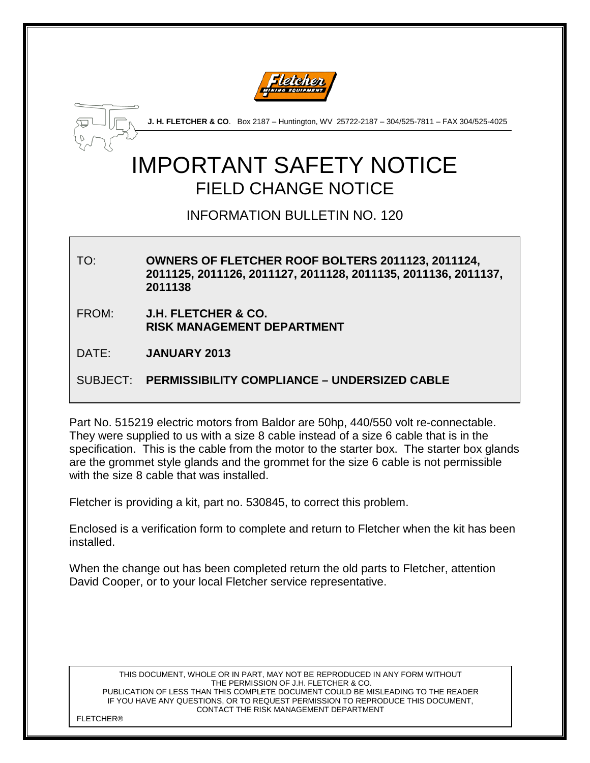**J. H. FLETCHER & CO**. Box 2187 – Huntington, WV 25722-2187 – 304/525-7811 – FAX 304/525-4025

# IMPORTANT SAFETY NOTICE

## FIELD CHANGE NOTICE

### INFORMATION BULLETIN NO. 120

TO: **OWNERS OF FLETCHER ROOF BOLTERS 2011123, 2011124, 2011125, 2011126, 2011127, 2011128, 2011135, 2011136, 2011137, 2011138**

FROM: **J.H. FLETCHER & CO.**
**RISK MANAGEMENT DEPARTMENT**

DATE: **JANUARY 2013**

SUBJECT: **PERMISSIBILITY COMPLIANCE – UNDERSIZED CABLE**

Part No. 515219 electric motors from Baldor are 50hp, 440/550 volt re-connectable. They were supplied to us with a size 8 cable instead of a size 6 cable that is in the specification. This is the cable from the motor to the starter box. The starter box glands are the grommet style glands and the grommet for the size 6 cable is not permissible with the size 8 cable that was installed.

Fletcher is providing a kit, part no. 530845, to correct this problem.

Enclosed is a verification form to complete and return to Fletcher when the kit has been installed.

When the change out has been completed return the old parts to Fletcher, attention David Cooper, or to your local Fletcher service representative.

THIS DOCUMENT, WHOLE OR IN PART, MAY NOT BE REPRODUCED IN ANY FORM WITHOUT THE PERMISSION OF J.H. FLETCHER & CO.
PUBLICATION OF LESS THAN THIS COMPLETE DOCUMENT COULD BE MISLEADING TO THE READER
IF YOU HAVE ANY QUESTIONS, OR TO REQUEST PERMISSION TO REPRODUCE THIS DOCUMENT, CONTACT THE RISK MANAGEMENT DEPARTMENT

FLETCHER®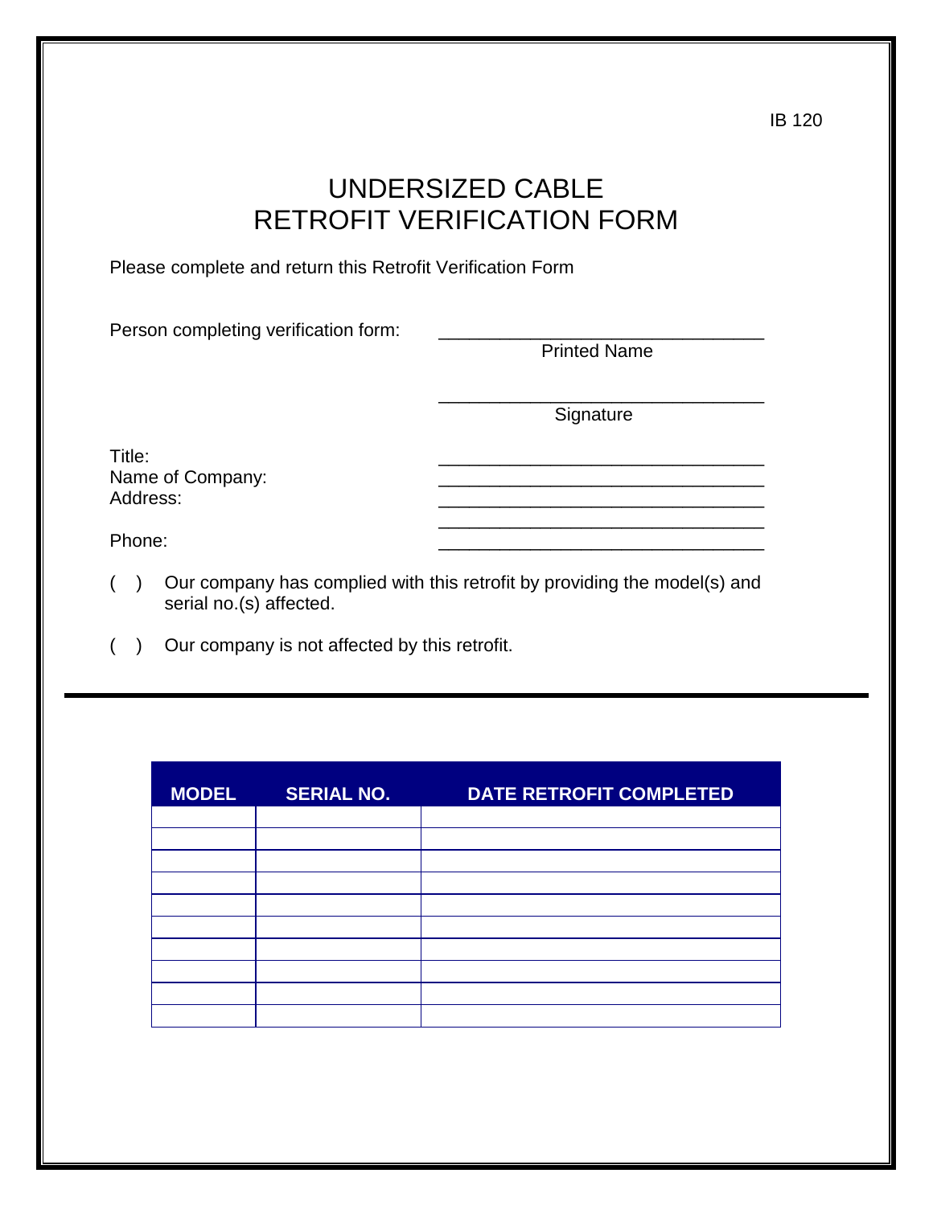IB 120

# UNDERSIZED CABLE
# RETROFIT VERIFICATION FORM

Please complete and return this Retrofit Verification Form

Person completing verification form: ________________________________
Printed Name

________________________________
Signature

Title: ________________________________
Name of Company: ________________________________
Address: ________________________________
________________________________
Phone: ________________________________

( ) Our company has complied with this retrofit by providing the model(s) and serial no.(s) affected.

( ) Our company is not affected by this retrofit.

---

| MODEL | SERIAL NO. | DATE RETROFIT COMPLETED |
|---|---|---|
| | | |
| | | |
| | | |
| | | |
| | | |
| | | |
| | | |
| | | |
| | | |
| | | |